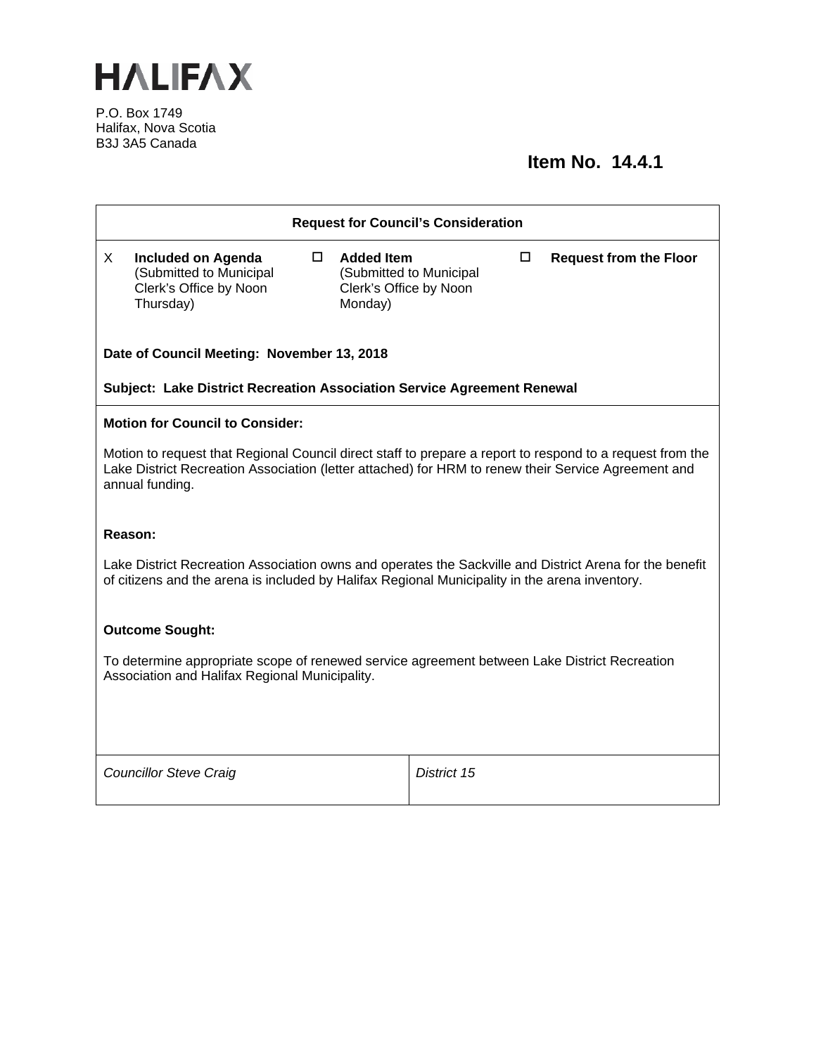# HALIFAX

P.O. Box 1749
Halifax, Nova Scotia
B3J 3A5 Canada

**Item No. 14.4.1**

| **Request for Council's Consideration** | | |
| --- | --- | --- |
| X **Included on Agenda** (Submitted to Municipal Clerk's Office by Noon Thursday) | ☐ **Added Item** (Submitted to Municipal Clerk's Office by Noon Monday) | ☐ **Request from the Floor** |

**Date of Council Meeting: November 13, 2018**

**Subject: Lake District Recreation Association Service Agreement Renewal**

**Motion for Council to Consider:**

Motion to request that Regional Council direct staff to prepare a report to respond to a request from the Lake District Recreation Association (letter attached) for HRM to renew their Service Agreement and annual funding.

**Reason:**

Lake District Recreation Association owns and operates the Sackville and District Arena for the benefit of citizens and the arena is included by Halifax Regional Municipality in the arena inventory.

**Outcome Sought:**

To determine appropriate scope of renewed service agreement between Lake District Recreation Association and Halifax Regional Municipality.

| *Councillor Steve Craig* | *District 15* |
| --- | --- |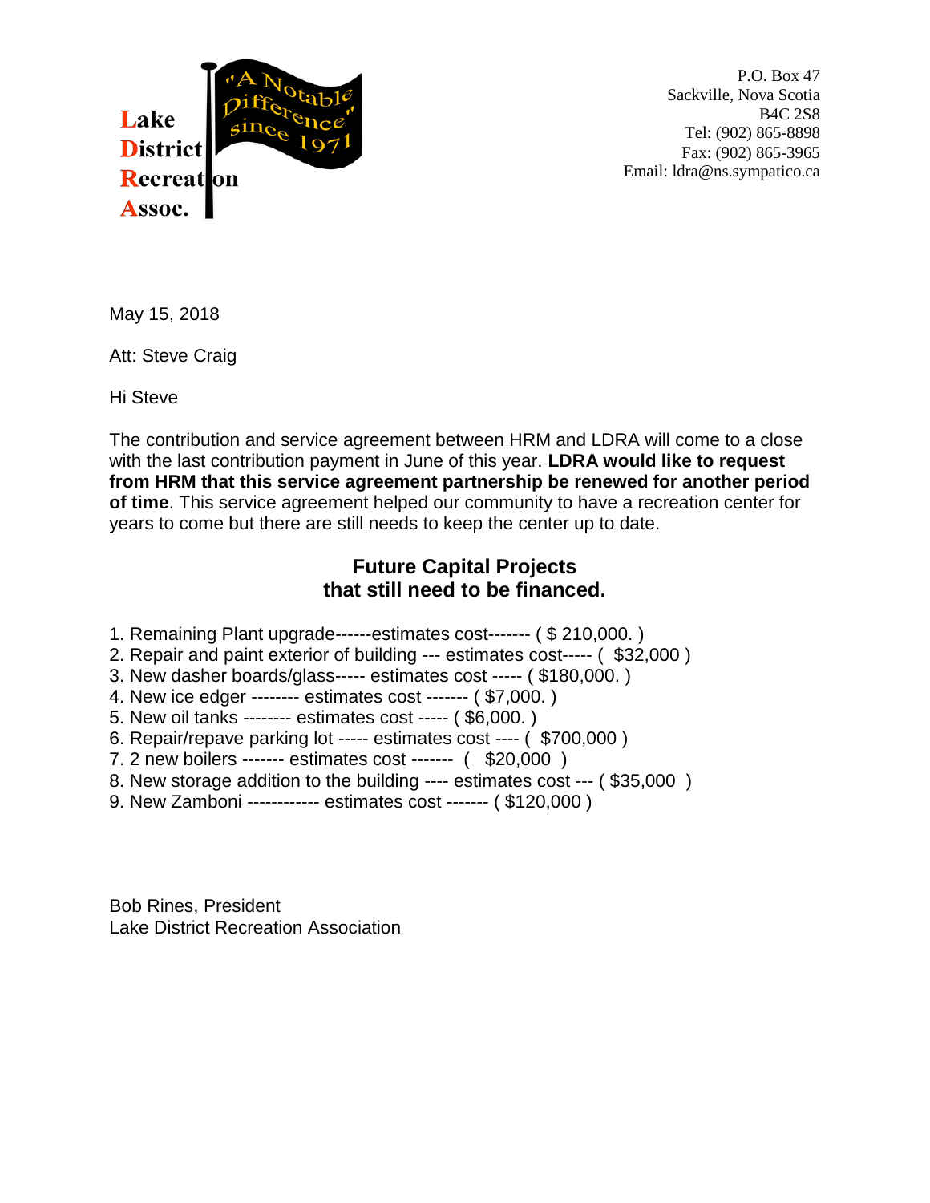Lake District Recreation Assoc.

"A Notable Difference" since 1971

P.O. Box 47
Sackville, Nova Scotia
B4C 2S8
Tel: (902) 865-8898
Fax: (902) 865-3965
Email: ldra@ns.sympatico.ca

May 15, 2018

Att: Steve Craig

Hi Steve

The contribution and service agreement between HRM and LDRA will come to a close with the last contribution payment in June of this year. **LDRA would like to request from HRM that this service agreement partnership be renewed for another period of time**. This service agreement helped our community to have a recreation center for years to come but there are still needs to keep the center up to date.

## Future Capital Projects that still need to be financed.

1. Remaining Plant upgrade------estimates cost------- ( $ 210,000. )
2. Repair and paint exterior of building --- estimates cost----- ( $32,000 )
3. New dasher boards/glass----- estimates cost ----- ( $180,000. )
4. New ice edger -------- estimates cost ------- ( $7,000. )
5. New oil tanks -------- estimates cost ----- ( $6,000. )
6. Repair/repave parking lot ----- estimates cost ---- ( $700,000 )
7. 2 new boilers ------- estimates cost ------- ( $20,000 )
8. New storage addition to the building ---- estimates cost --- ( $35,000 )
9. New Zamboni ------------ estimates cost ------- ( $120,000 )

Bob Rines, President
Lake District Recreation Association